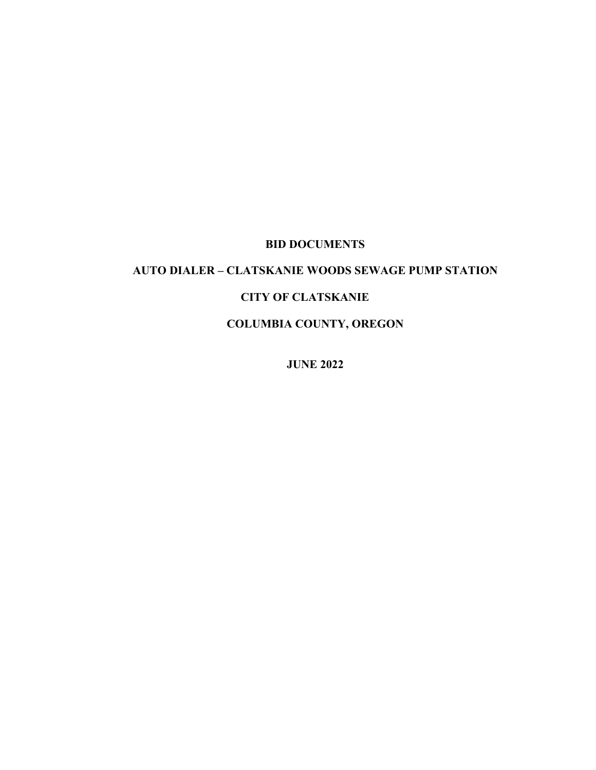# BID DOCUMENTS

## AUTO DIALER – CLATSKANIE WOODS SEWAGE PUMP STATION

## CITY OF CLATSKANIE

## COLUMBIA COUNTY, OREGON

**JUNE 2022**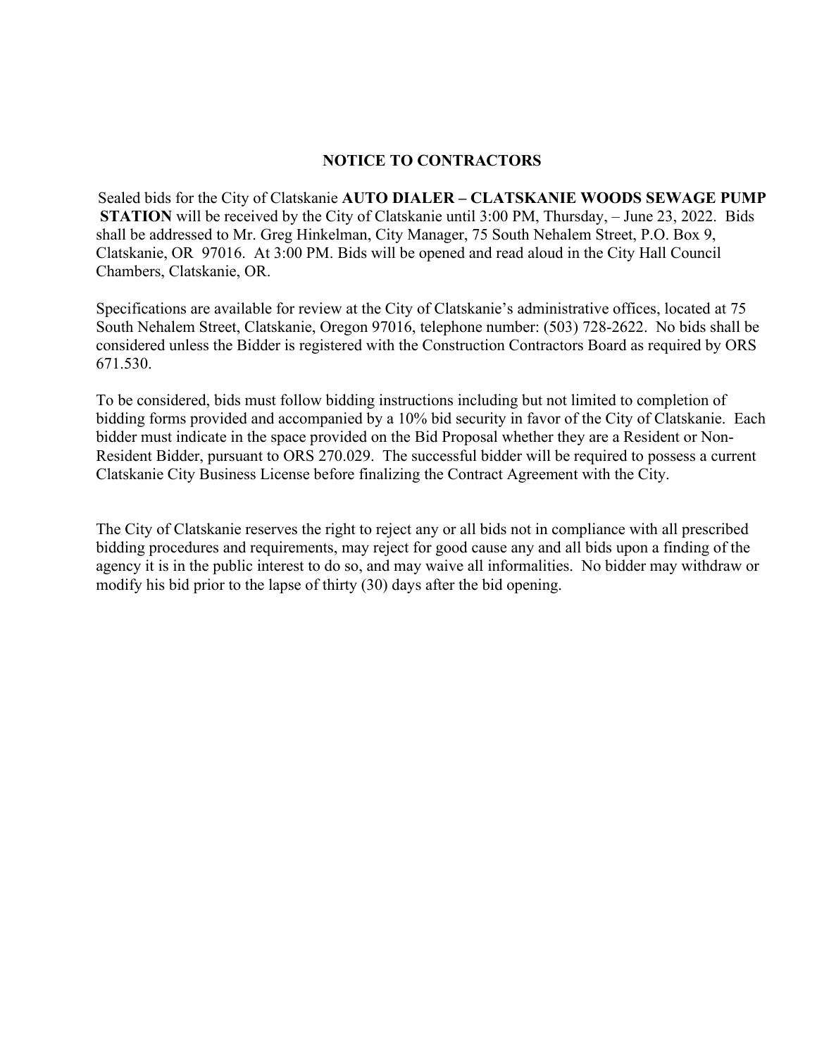# NOTICE TO CONTRACTORS

Sealed bids for the City of Clatskanie **AUTO DIALER – CLATSKANIE WOODS SEWAGE PUMP STATION** will be received by the City of Clatskanie until 3:00 PM, Thursday, – June 23, 2022. Bids shall be addressed to Mr. Greg Hinkelman, City Manager, 75 South Nehalem Street, P.O. Box 9, Clatskanie, OR 97016. At 3:00 PM. Bids will be opened and read aloud in the City Hall Council Chambers, Clatskanie, OR.

Specifications are available for review at the City of Clatskanie's administrative offices, located at 75 South Nehalem Street, Clatskanie, Oregon 97016, telephone number: (503) 728-2622. No bids shall be considered unless the Bidder is registered with the Construction Contractors Board as required by ORS 671.530.

To be considered, bids must follow bidding instructions including but not limited to completion of bidding forms provided and accompanied by a 10% bid security in favor of the City of Clatskanie. Each bidder must indicate in the space provided on the Bid Proposal whether they are a Resident or Non-Resident Bidder, pursuant to ORS 270.029. The successful bidder will be required to possess a current Clatskanie City Business License before finalizing the Contract Agreement with the City.

The City of Clatskanie reserves the right to reject any or all bids not in compliance with all prescribed bidding procedures and requirements, may reject for good cause any and all bids upon a finding of the agency it is in the public interest to do so, and may waive all informalities. No bidder may withdraw or modify his bid prior to the lapse of thirty (30) days after the bid opening.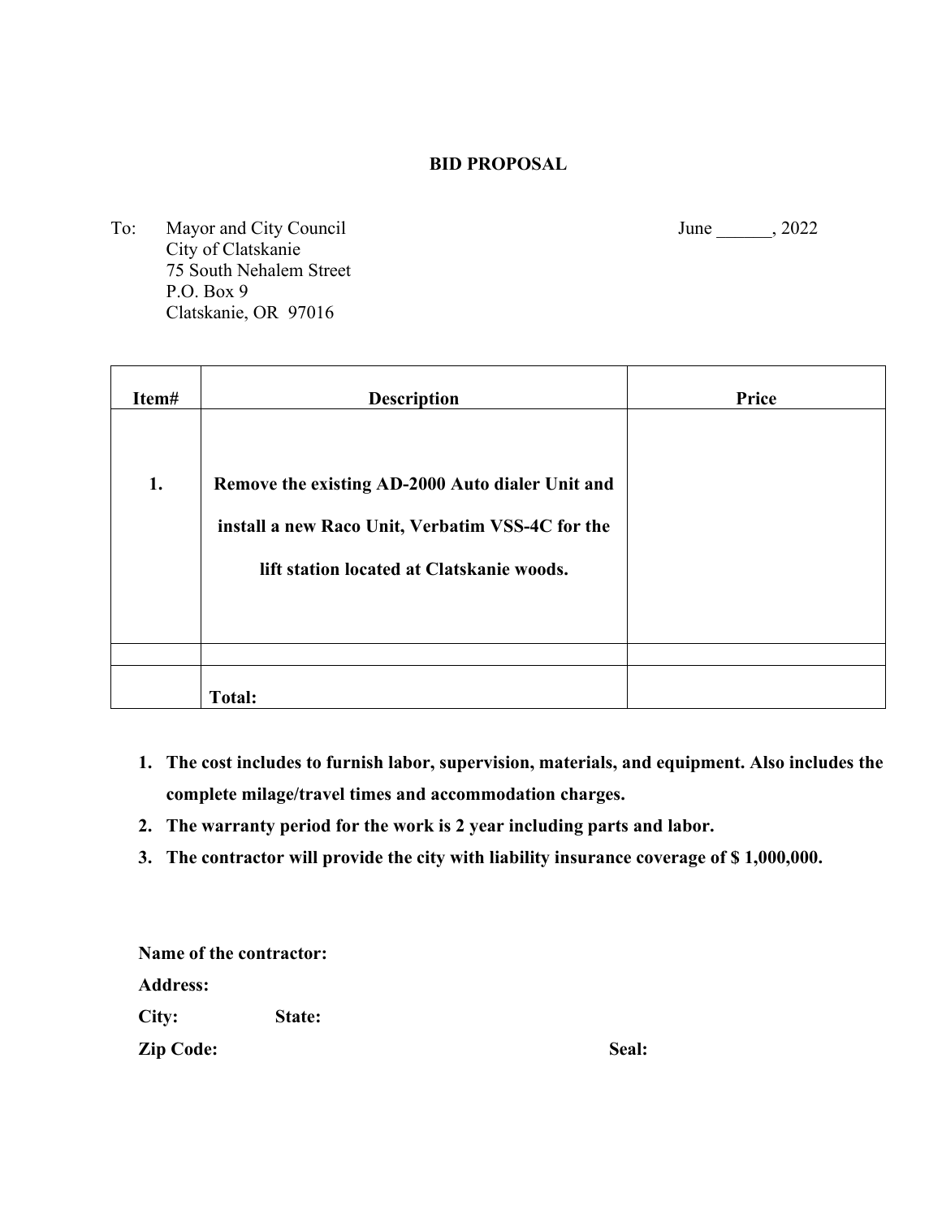# BID PROPOSAL

To: Mayor and City Council
City of Clatskanie
75 South Nehalem Street
P.O. Box 9
Clatskanie, OR 97016

June ______, 2022

| Item# | Description | Price |
|---|---|---|
| **1.** | **Remove the existing AD-2000 Auto dialer Unit and install a new Raco Unit, Verbatim VSS-4C for the lift station located at Clatskanie woods.** | |
| | | |
| | **Total:** | |

1. **The cost includes to furnish labor, supervision, materials, and equipment. Also includes the complete milage/travel times and accommodation charges.**
2. **The warranty period for the work is 2 year including parts and labor.**
3. **The contractor will provide the city with liability insurance coverage of $ 1,000,000.**

**Name of the contractor:**

**Address:**

**City:** **State:**

**Zip Code:** **Seal:**